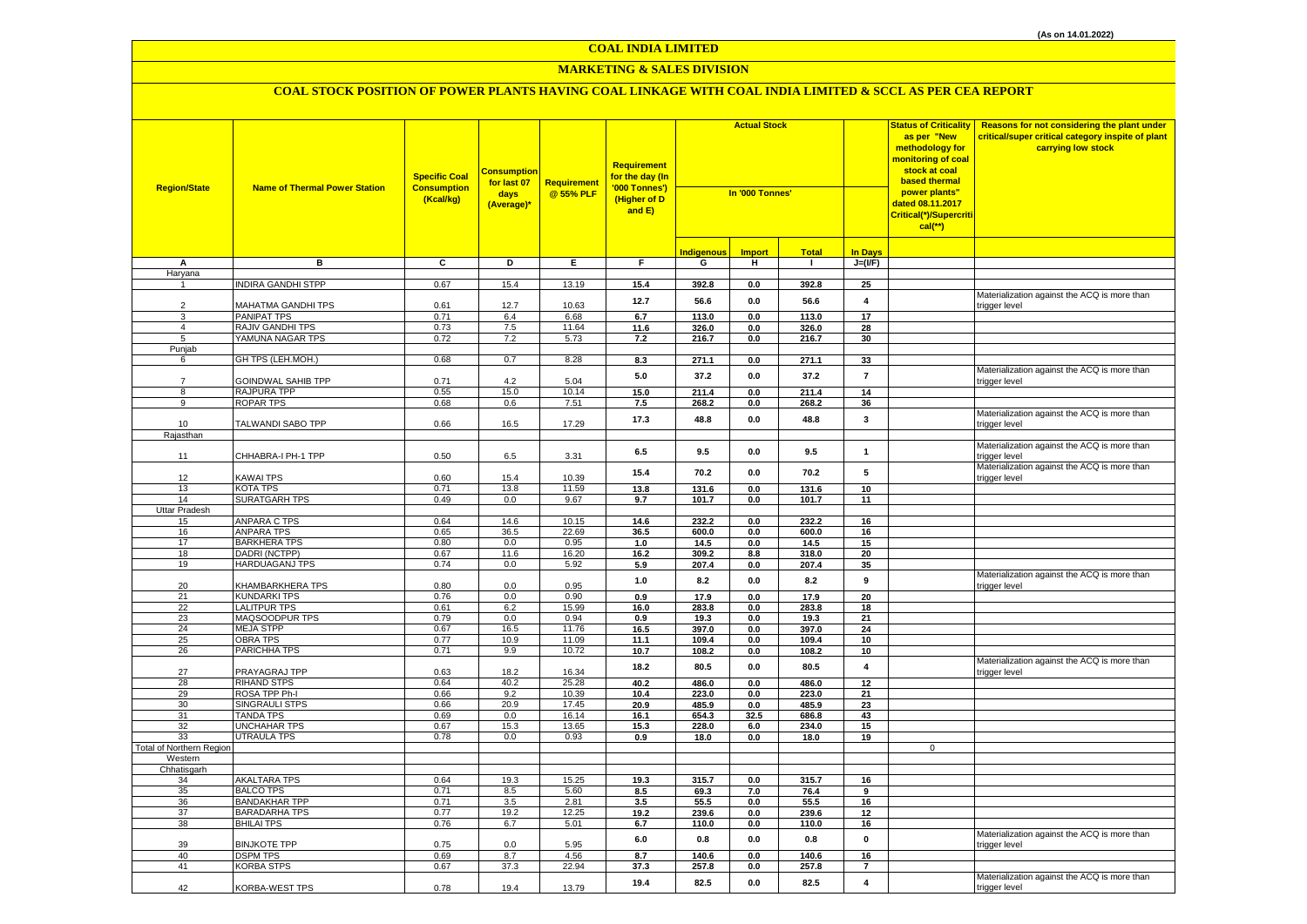(As on 14.01.2022)

# COAL INDIA LIMITED

## MARKETING & SALES DIVISION

### COAL STOCK POSITION OF POWER PLANTS HAVING COAL LINKAGE WITH COAL INDIA LIMITED & SCCL AS PER CEA REPORT

| Region/State | Name of Thermal Power Station | Specific Coal Consumption (Kcal/kg) | Consumption for last 07 days (Average)* | Requirement @ 55% PLF | Requirement for the day (In '000 Tonnes') (Higher of D and E) | Actual Stock In '000 Tonnes' | | | | Status of Criticality as per "New methodology for monitoring of coal stock at coal based thermal power plants" dated 08.11.2017 Critical(*)/Supercritical(**) | Reasons for not considering the plant under critical/super critical category inspite of plant carrying low stock |
|---|---|---|---|---|---|---|---|---|---|---|---|
| | | | | | | Indigenous | Import | Total | In Days | | |
| A | B | C | D | E | F | G | H | I | J=(I/F) | | |
| Haryana | | | | | | | | | | | |
| 1 | INDIRA GANDHI STPP | 0.67 | 15.4 | 13.19 | 15.4 | 392.8 | 0.0 | 392.8 | 25 | | |
| 2 | MAHATMA GANDHI TPS | 0.61 | 12.7 | 10.63 | 12.7 | 56.6 | 0.0 | 56.6 | 4 | | Materialization against the ACQ is more than trigger level |
| 3 | PANIPAT TPS | 0.71 | 6.4 | 6.68 | 6.7 | 113.0 | 0.0 | 113.0 | 17 | | |
| 4 | RAJIV GANDHI TPS | 0.73 | 7.5 | 11.64 | 11.6 | 326.0 | 0.0 | 326.0 | 28 | | |
| 5 | YAMUNA NAGAR TPS | 0.72 | 7.2 | 5.73 | 7.2 | 216.7 | 0.0 | 216.7 | 30 | | |
| Punjab | | | | | | | | | | | |
| 6 | GH TPS (LEH.MOH.) | 0.68 | 0.7 | 8.28 | 8.3 | 271.1 | 0.0 | 271.1 | 33 | | |
| 7 | GOINDWAL SAHIB TPP | 0.71 | 4.2 | 5.04 | 5.0 | 37.2 | 0.0 | 37.2 | 7 | | Materialization against the ACQ is more than trigger level |
| 8 | RAJPURA TPP | 0.55 | 15.0 | 10.14 | 15.0 | 211.4 | 0.0 | 211.4 | 14 | | |
| 9 | ROPAR TPS | 0.68 | 0.6 | 7.51 | 7.5 | 268.2 | 0.0 | 268.2 | 36 | | |
| 10 | TALWANDI SABO TPP | 0.66 | 16.5 | 17.29 | 17.3 | 48.8 | 0.0 | 48.8 | 3 | | Materialization against the ACQ is more than trigger level |
| Rajasthan | | | | | | | | | | | |
| 11 | CHHABRA-I PH-1 TPP | 0.50 | 6.5 | 3.31 | 6.5 | 9.5 | 0.0 | 9.5 | 1 | | Materialization against the ACQ is more than trigger level |
| 12 | KAWAI TPS | 0.60 | 15.4 | 10.39 | 15.4 | 70.2 | 0.0 | 70.2 | 5 | | Materialization against the ACQ is more than trigger level |
| 13 | KOTA TPS | 0.71 | 13.8 | 11.59 | 13.8 | 131.6 | 0.0 | 131.6 | 10 | | |
| 14 | SURATGARH TPS | 0.49 | 0.0 | 9.67 | 9.7 | 101.7 | 0.0 | 101.7 | 11 | | |
| Uttar Pradesh | | | | | | | | | | | |
| 15 | ANPARA C TPS | 0.64 | 14.6 | 10.15 | 14.6 | 232.2 | 0.0 | 232.2 | 16 | | |
| 16 | ANPARA TPS | 0.65 | 36.5 | 22.69 | 36.5 | 600.0 | 0.0 | 600.0 | 16 | | |
| 17 | BARKHERA TPS | 0.80 | 0.0 | 0.95 | 1.0 | 14.5 | 0.0 | 14.5 | 15 | | |
| 18 | DADRI (NCTPP) | 0.67 | 11.6 | 16.20 | 16.2 | 309.2 | 8.8 | 318.0 | 20 | | |
| 19 | HARDUAGANJ TPS | 0.74 | 0.0 | 5.92 | 5.9 | 207.4 | 0.0 | 207.4 | 35 | | |
| 20 | KHAMBARKHERA TPS | 0.80 | 0.0 | 0.95 | 1.0 | 8.2 | 0.0 | 8.2 | 9 | | Materialization against the ACQ is more than trigger level |
| 21 | KUNDARKI TPS | 0.76 | 0.0 | 0.90 | 0.9 | 17.9 | 0.0 | 17.9 | 20 | | |
| 22 | LALITPUR TPS | 0.61 | 6.2 | 15.99 | 16.0 | 283.8 | 0.0 | 283.8 | 18 | | |
| 23 | MAQSOODPUR TPS | 0.79 | 0.0 | 0.94 | 0.9 | 19.3 | 0.0 | 19.3 | 21 | | |
| 24 | MEJA STPP | 0.67 | 16.5 | 11.76 | 16.5 | 397.0 | 0.0 | 397.0 | 24 | | |
| 25 | OBRA TPS | 0.77 | 10.9 | 11.09 | 11.1 | 109.4 | 0.0 | 109.4 | 10 | | |
| 26 | PARICHHA TPS | 0.71 | 9.9 | 10.72 | 10.7 | 108.2 | 0.0 | 108.2 | 10 | | |
| 27 | PRAYAGRAJ TPP | 0.63 | 18.2 | 16.34 | 18.2 | 80.5 | 0.0 | 80.5 | 4 | | Materialization against the ACQ is more than trigger level |
| 28 | RIHAND STPS | 0.64 | 40.2 | 25.28 | 40.2 | 486.0 | 0.0 | 486.0 | 12 | | |
| 29 | ROSA TPP Ph-I | 0.66 | 9.2 | 10.39 | 10.4 | 223.0 | 0.0 | 223.0 | 21 | | |
| 30 | SINGRAULI STPS | 0.66 | 20.9 | 17.45 | 20.9 | 485.9 | 0.0 | 485.9 | 23 | | |
| 31 | TANDA TPS | 0.69 | 0.0 | 16.14 | 16.1 | 654.3 | 32.5 | 686.8 | 43 | | |
| 32 | UNCHAHAR TPS | 0.67 | 15.3 | 13.65 | 15.3 | 228.0 | 6.0 | 234.0 | 15 | | |
| 33 | UTRAULA TPS | 0.78 | 0.0 | 0.93 | 0.9 | 18.0 | 0.0 | 18.0 | 19 | | |
| Total of Northern Region | | | | | | | | | | 0 | |
| Western | | | | | | | | | | | |
| Chhatisgarh | | | | | | | | | | | |
| 34 | AKALTARA TPS | 0.64 | 19.3 | 15.25 | 19.3 | 315.7 | 0.0 | 315.7 | 16 | | |
| 35 | BALCO TPS | 0.71 | 8.5 | 5.60 | 8.5 | 69.3 | 7.0 | 76.4 | 9 | | |
| 36 | BANDAKHAR TPP | 0.71 | 3.5 | 2.81 | 3.5 | 55.5 | 0.0 | 55.5 | 16 | | |
| 37 | BARADARHA TPS | 0.77 | 19.2 | 12.25 | 19.2 | 239.6 | 0.0 | 239.6 | 12 | | |
| 38 | BHILAI TPS | 0.76 | 6.7 | 5.01 | 6.7 | 110.0 | 0.0 | 110.0 | 16 | | |
| 39 | BINJKOTE TPP | 0.75 | 0.0 | 5.95 | 6.0 | 0.8 | 0.0 | 0.8 | 0 | | Materialization against the ACQ is more than trigger level |
| 40 | DSPM TPS | 0.69 | 8.7 | 4.56 | 8.7 | 140.6 | 0.0 | 140.6 | 16 | | |
| 41 | KORBA STPS | 0.67 | 37.3 | 22.94 | 37.3 | 257.8 | 0.0 | 257.8 | 7 | | |
| 42 | KORBA-WEST TPS | 0.78 | 19.4 | 13.79 | 19.4 | 82.5 | 0.0 | 82.5 | 4 | | Materialization against the ACQ is more than trigger level |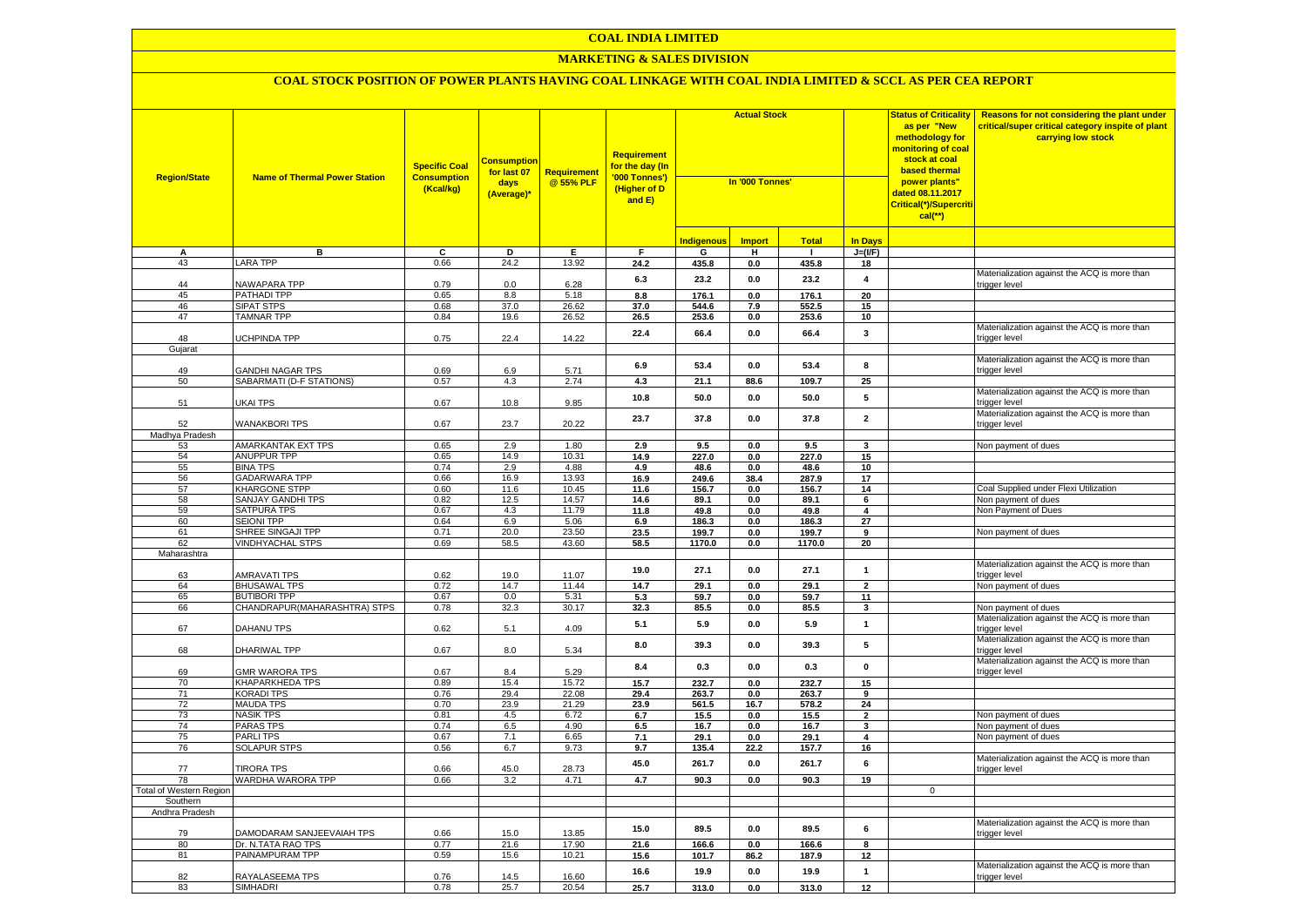# COAL INDIA LIMITED

## MARKETING & SALES DIVISION

### COAL STOCK POSITION OF POWER PLANTS HAVING COAL LINKAGE WITH COAL INDIA LIMITED & SCCL AS PER CEA REPORT

| Region/State | Name of Thermal Power Station | Specific Coal Consumption (Kcal/kg) | Consumption for last 07 days (Average)* | Requirement @ 55% PLF | Requirement for the day (In '000 Tonnes') (Higher of D and E) | Actual Stock In '000 Tonnes' | | | | Status of Criticality as per "New methodology for monitoring of coal stock at coal based thermal power plants" dated 08.11.2017 Critical(*)/Supercritical(**) | Reasons for not considering the plant under critical/super critical category inspite of plant carrying low stock |
|---|---|---|---|---|---|---|---|---|---|---|---|
| | | | | | | Indigenous | Import | Total | In Days | | |
| A | B | C | D | E | F | G | H | I | J=(I/F) | | |
| 43 | LARA TPP | 0.66 | 24.2 | 13.92 | 24.2 | 435.8 | 0.0 | 435.8 | 18 | | |
| 44 | NAWAPARA TPP | 0.79 | 0.0 | 6.28 | 6.3 | 23.2 | 0.0 | 23.2 | 4 | | Materialization against the ACQ is more than trigger level |
| 45 | PATHADI TPP | 0.65 | 8.8 | 5.18 | 8.8 | 176.1 | 0.0 | 176.1 | 20 | | |
| 46 | SIPAT STPS | 0.68 | 37.0 | 26.62 | 37.0 | 544.6 | 7.9 | 552.5 | 15 | | |
| 47 | TAMNAR TPP | 0.84 | 19.6 | 26.52 | 26.5 | 253.6 | 0.0 | 253.6 | 10 | | |
| 48 | UCHPINDA TPP | 0.75 | 22.4 | 14.22 | 22.4 | 66.4 | 0.0 | 66.4 | 3 | | Materialization against the ACQ is more than trigger level |
| Gujarat | | | | | | | | | | | |
| 49 | GANDHI NAGAR TPS | 0.69 | 6.9 | 5.71 | 6.9 | 53.4 | 0.0 | 53.4 | 8 | | Materialization against the ACQ is more than trigger level |
| 50 | SABARMATI (D-F STATIONS) | 0.57 | 4.3 | 2.74 | 4.3 | 21.1 | 88.6 | 109.7 | 25 | | |
| 51 | UKAI TPS | 0.67 | 10.8 | 9.85 | 10.8 | 50.0 | 0.0 | 50.0 | 5 | | Materialization against the ACQ is more than trigger level |
| 52 | WANAKBORI TPS | 0.67 | 23.7 | 20.22 | 23.7 | 37.8 | 0.0 | 37.8 | 2 | | Materialization against the ACQ is more than trigger level |
| Madhya Pradesh | | | | | | | | | | | |
| 53 | AMARKANTAK EXT TPS | 0.65 | 2.9 | 1.80 | 2.9 | 9.5 | 0.0 | 9.5 | 3 | | Non payment of dues |
| 54 | ANUPPUR TPP | 0.65 | 14.9 | 10.31 | 14.9 | 227.0 | 0.0 | 227.0 | 15 | | |
| 55 | BINA TPS | 0.74 | 2.9 | 4.88 | 4.9 | 48.6 | 0.0 | 48.6 | 10 | | |
| 56 | GADARWARA TPP | 0.66 | 16.9 | 13.93 | 16.9 | 249.6 | 38.4 | 287.9 | 17 | | |
| 57 | KHARGONE STPP | 0.60 | 11.6 | 10.45 | 11.6 | 156.7 | 0.0 | 156.7 | 14 | | Coal Supplied under Flexi Utilization |
| 58 | SANJAY GANDHI TPS | 0.82 | 12.5 | 14.57 | 14.6 | 89.1 | 0.0 | 89.1 | 6 | | Non payment of dues |
| 59 | SATPURA TPS | 0.67 | 4.3 | 11.79 | 11.8 | 49.8 | 0.0 | 49.8 | 4 | | Non Payment of Dues |
| 60 | SEIONI TPP | 0.64 | 6.9 | 5.06 | 6.9 | 186.3 | 0.0 | 186.3 | 27 | | |
| 61 | SHREE SINGAJI TPP | 0.71 | 20.0 | 23.50 | 23.5 | 199.7 | 0.0 | 199.7 | 9 | | Non payment of dues |
| 62 | VINDHYACHAL STPS | 0.69 | 58.5 | 43.60 | 58.5 | 1170.0 | 0.0 | 1170.0 | 20 | | |
| Maharashtra | | | | | | | | | | | |
| 63 | AMRAVATI TPS | 0.62 | 19.0 | 11.07 | 19.0 | 27.1 | 0.0 | 27.1 | 1 | | Materialization against the ACQ is more than trigger level |
| 64 | BHUSAWAL TPS | 0.72 | 14.7 | 11.44 | 14.7 | 29.1 | 0.0 | 29.1 | 2 | | Non payment of dues |
| 65 | BUTIBORI TPP | 0.67 | 0.0 | 5.31 | 5.3 | 59.7 | 0.0 | 59.7 | 11 | | |
| 66 | CHANDRAPUR(MAHARASHTRA) STPS | 0.78 | 32.3 | 30.17 | 32.3 | 85.5 | 0.0 | 85.5 | 3 | | Non payment of dues |
| 67 | DAHANU TPS | 0.62 | 5.1 | 4.09 | 5.1 | 5.9 | 0.0 | 5.9 | 1 | | Materialization against the ACQ is more than trigger level |
| 68 | DHARIWAL TPP | 0.67 | 8.0 | 5.34 | 8.0 | 39.3 | 0.0 | 39.3 | 5 | | Materialization against the ACQ is more than trigger level |
| 69 | GMR WARORA TPS | 0.67 | 8.4 | 5.29 | 8.4 | 0.3 | 0.0 | 0.3 | 0 | | Materialization against the ACQ is more than trigger level |
| 70 | KHAPARKHEDA TPS | 0.89 | 15.4 | 15.72 | 15.7 | 232.7 | 0.0 | 232.7 | 15 | | |
| 71 | KORADI TPS | 0.76 | 29.4 | 22.08 | 29.4 | 263.7 | 0.0 | 263.7 | 9 | | |
| 72 | MAUDA TPS | 0.70 | 23.9 | 21.29 | 23.9 | 561.5 | 16.7 | 578.2 | 24 | | |
| 73 | NASIK TPS | 0.81 | 4.5 | 6.72 | 6.7 | 15.5 | 0.0 | 15.5 | 2 | | Non payment of dues |
| 74 | PARAS TPS | 0.74 | 6.5 | 4.90 | 6.5 | 16.7 | 0.0 | 16.7 | 3 | | Non payment of dues |
| 75 | PARLI TPS | 0.67 | 7.1 | 6.65 | 7.1 | 29.1 | 0.0 | 29.1 | 4 | | Non payment of dues |
| 76 | SOLAPUR STPS | 0.56 | 6.7 | 9.73 | 9.7 | 135.4 | 22.2 | 157.7 | 16 | | |
| 77 | TIRORA TPS | 0.66 | 45.0 | 28.73 | 45.0 | 261.7 | 0.0 | 261.7 | 6 | | Materialization against the ACQ is more than trigger level |
| 78 | WARDHA WARORA TPP | 0.66 | 3.2 | 4.71 | 4.7 | 90.3 | 0.0 | 90.3 | 19 | | |
| Total of Western Region | | | | | | | | | | 0 | |
| Southern | | | | | | | | | | | |
| Andhra Pradesh | | | | | | | | | | | |
| 79 | DAMODARAM SANJEEVAIAH TPS | 0.66 | 15.0 | 13.85 | 15.0 | 89.5 | 0.0 | 89.5 | 6 | | Materialization against the ACQ is more than trigger level |
| 80 | Dr. N.TATA RAO TPS | 0.77 | 21.6 | 17.90 | 21.6 | 166.6 | 0.0 | 166.6 | 8 | | |
| 81 | PAINAMPURAM TPP | 0.59 | 15.6 | 10.21 | 15.6 | 101.7 | 86.2 | 187.9 | 12 | | |
| 82 | RAYALASEEMA TPS | 0.76 | 14.5 | 16.60 | 16.6 | 19.9 | 0.0 | 19.9 | 1 | | Materialization against the ACQ is more than trigger level |
| 83 | SIMHADRI | 0.78 | 25.7 | 20.54 | 25.7 | 313.0 | 0.0 | 313.0 | 12 | | |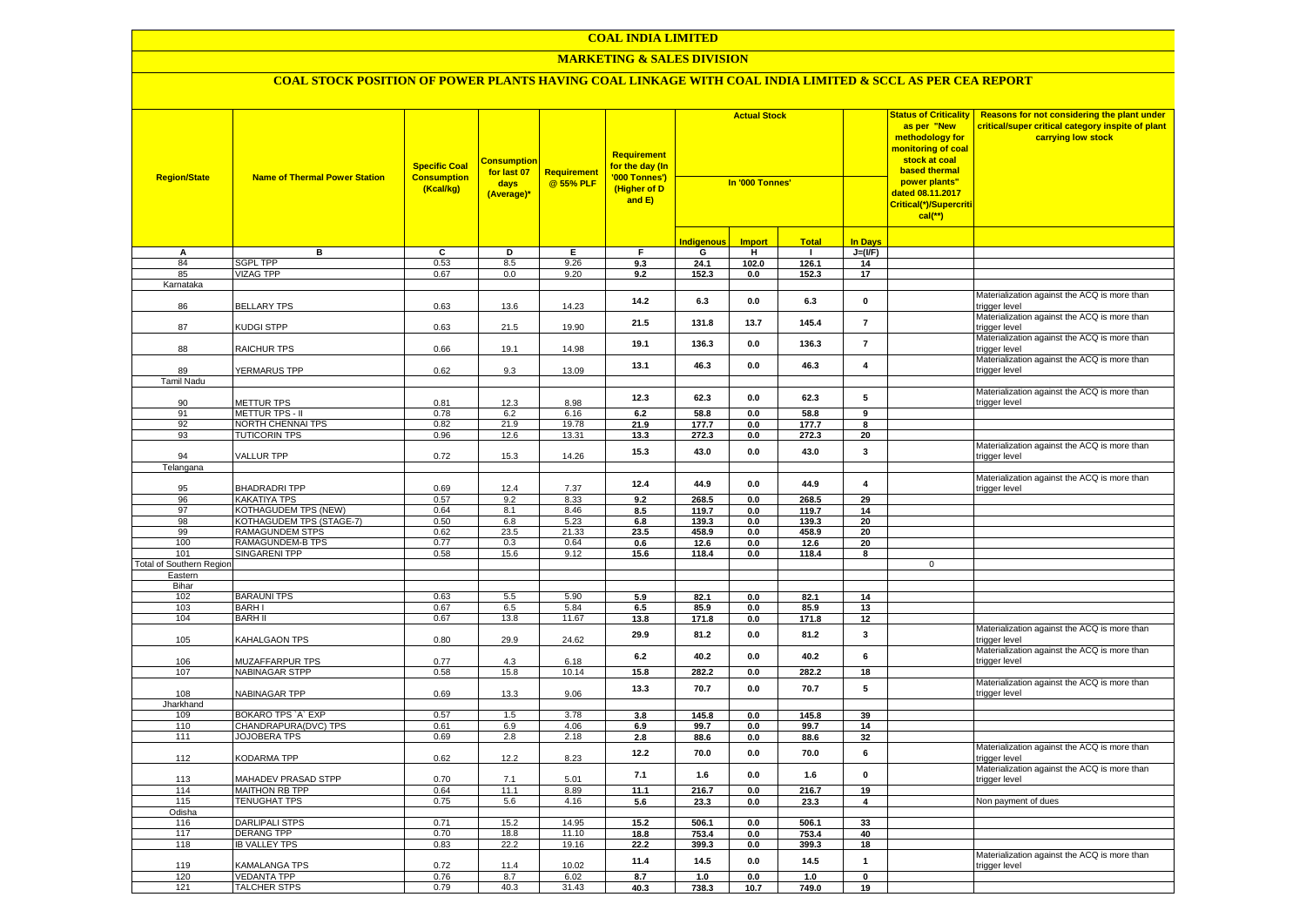# COAL INDIA LIMITED

## MARKETING & SALES DIVISION

### COAL STOCK POSITION OF POWER PLANTS HAVING COAL LINKAGE WITH COAL INDIA LIMITED & SCCL AS PER CEA REPORT

| Region/State | Name of Thermal Power Station | Specific Coal Consumption (Kcal/kg) | Consumption for last 07 days (Average)* | Requirement @ 55% PLF | Requirement for the day (In '000 Tonnes') (Higher of D and E) | Actual Stock In '000 Tonnes' | | | | Status of Criticality as per "New methodology for monitoring of coal stock at coal based thermal power plants" dated 08.11.2017 Critical(*)/Supercritical(**) | Reasons for not considering the plant under critical/super critical category inspite of plant carrying low stock |
|---|---|---|---|---|---|---|---|---|---|---|---|
| | | | | | | Indigenous | Import | Total | In Days | | |
| A | B | C | D | E | F | G | H | I | J=(I/F) | | |
| 84 | SGPL TPP | 0.53 | 8.5 | 9.26 | 9.3 | 24.1 | 102.0 | 126.1 | 14 | | |
| 85 | VIZAG TPP | 0.67 | 0.0 | 9.20 | 9.2 | 152.3 | 0.0 | 152.3 | 17 | | |
| Karnataka | | | | | | | | | | | |
| 86 | BELLARY TPS | 0.63 | 13.6 | 14.23 | 14.2 | 6.3 | 0.0 | 6.3 | 0 | | Materialization against the ACQ is more than trigger level |
| 87 | KUDGI STPP | 0.63 | 21.5 | 19.90 | 21.5 | 131.8 | 13.7 | 145.4 | 7 | | Materialization against the ACQ is more than trigger level |
| 88 | RAICHUR TPS | 0.66 | 19.1 | 14.98 | 19.1 | 136.3 | 0.0 | 136.3 | 7 | | Materialization against the ACQ is more than trigger level |
| 89 | YERMARUS TPP | 0.62 | 9.3 | 13.09 | 13.1 | 46.3 | 0.0 | 46.3 | 4 | | Materialization against the ACQ is more than trigger level |
| Tamil Nadu | | | | | | | | | | | |
| 90 | METTUR TPS | 0.81 | 12.3 | 8.98 | 12.3 | 62.3 | 0.0 | 62.3 | 5 | | Materialization against the ACQ is more than trigger level |
| 91 | METTUR TPS - II | 0.78 | 6.2 | 6.16 | 6.2 | 58.8 | 0.0 | 58.8 | 9 | | |
| 92 | NORTH CHENNAI TPS | 0.82 | 21.9 | 19.78 | 21.9 | 177.7 | 0.0 | 177.7 | 8 | | |
| 93 | TUTICORIN TPS | 0.96 | 12.6 | 13.31 | 13.3 | 272.3 | 0.0 | 272.3 | 20 | | |
| 94 | VALLUR TPP | 0.72 | 15.3 | 14.26 | 15.3 | 43.0 | 0.0 | 43.0 | 3 | | Materialization against the ACQ is more than trigger level |
| Telangana | | | | | | | | | | | |
| 95 | BHADRADRI TPP | 0.69 | 12.4 | 7.37 | 12.4 | 44.9 | 0.0 | 44.9 | 4 | | Materialization against the ACQ is more than trigger level |
| 96 | KAKATIYA TPS | 0.57 | 9.2 | 8.33 | 9.2 | 268.5 | 0.0 | 268.5 | 29 | | |
| 97 | KOTHAGUDEM TPS (NEW) | 0.64 | 8.1 | 8.46 | 8.5 | 119.7 | 0.0 | 119.7 | 14 | | |
| 98 | KOTHAGUDEM TPS (STAGE-7) | 0.50 | 6.8 | 5.23 | 6.8 | 139.3 | 0.0 | 139.3 | 20 | | |
| 99 | RAMAGUNDEM STPS | 0.62 | 23.5 | 21.33 | 23.5 | 458.9 | 0.0 | 458.9 | 20 | | |
| 100 | RAMAGUNDEM-B TPS | 0.77 | 0.3 | 0.64 | 0.6 | 12.6 | 0.0 | 12.6 | 20 | | |
| 101 | SINGARENI TPP | 0.58 | 15.6 | 9.12 | 15.6 | 118.4 | 0.0 | 118.4 | 8 | | |
| Total of Southern Region | | | | | | | | | | 0 | |
| Eastern | | | | | | | | | | | |
| Bihar | | | | | | | | | | | |
| 102 | BARAUNI TPS | 0.63 | 5.5 | 5.90 | 5.9 | 82.1 | 0.0 | 82.1 | 14 | | |
| 103 | BARH I | 0.67 | 6.5 | 5.84 | 6.5 | 85.9 | 0.0 | 85.9 | 13 | | |
| 104 | BARH II | 0.67 | 13.8 | 11.67 | 13.8 | 171.8 | 0.0 | 171.8 | 12 | | |
| 105 | KAHALGAON TPS | 0.80 | 29.9 | 24.62 | 29.9 | 81.2 | 0.0 | 81.2 | 3 | | Materialization against the ACQ is more than trigger level |
| 106 | MUZAFFARPUR TPS | 0.77 | 4.3 | 6.18 | 6.2 | 40.2 | 0.0 | 40.2 | 6 | | Materialization against the ACQ is more than trigger level |
| 107 | NABINAGAR STPP | 0.58 | 15.8 | 10.14 | 15.8 | 282.2 | 0.0 | 282.2 | 18 | | |
| 108 | NABINAGAR TPP | 0.69 | 13.3 | 9.06 | 13.3 | 70.7 | 0.0 | 70.7 | 5 | | Materialization against the ACQ is more than trigger level |
| Jharkhand | | | | | | | | | | | |
| 109 | BOKARO TPS `A` EXP | 0.57 | 1.5 | 3.78 | 3.8 | 145.8 | 0.0 | 145.8 | 39 | | |
| 110 | CHANDRAPURA(DVC) TPS | 0.61 | 6.9 | 4.06 | 6.9 | 99.7 | 0.0 | 99.7 | 14 | | |
| 111 | JOJOBERA TPS | 0.69 | 2.8 | 2.18 | 2.8 | 88.6 | 0.0 | 88.6 | 32 | | |
| 112 | KODARMA TPP | 0.62 | 12.2 | 8.23 | 12.2 | 70.0 | 0.0 | 70.0 | 6 | | Materialization against the ACQ is more than trigger level |
| 113 | MAHADEV PRASAD STPP | 0.70 | 7.1 | 5.01 | 7.1 | 1.6 | 0.0 | 1.6 | 0 | | Materialization against the ACQ is more than trigger level |
| 114 | MAITHON RB TPP | 0.64 | 11.1 | 8.89 | 11.1 | 216.7 | 0.0 | 216.7 | 19 | | |
| 115 | TENUGHAT TPS | 0.75 | 5.6 | 4.16 | 5.6 | 23.3 | 0.0 | 23.3 | 4 | | Non payment of dues |
| Odisha | | | | | | | | | | | |
| 116 | DARLIPALI STPS | 0.71 | 15.2 | 14.95 | 15.2 | 506.1 | 0.0 | 506.1 | 33 | | |
| 117 | DERANG TPP | 0.70 | 18.8 | 11.10 | 18.8 | 753.4 | 0.0 | 753.4 | 40 | | |
| 118 | IB VALLEY TPS | 0.83 | 22.2 | 19.16 | 22.2 | 399.3 | 0.0 | 399.3 | 18 | | |
| 119 | KAMALANGA TPS | 0.72 | 11.4 | 10.02 | 11.4 | 14.5 | 0.0 | 14.5 | 1 | | Materialization against the ACQ is more than trigger level |
| 120 | VEDANTA TPP | 0.76 | 8.7 | 6.02 | 8.7 | 1.0 | 0.0 | 1.0 | 0 | | |
| 121 | TALCHER STPS | 0.79 | 40.3 | 31.43 | 40.3 | 738.3 | 10.7 | 749.0 | 19 | | |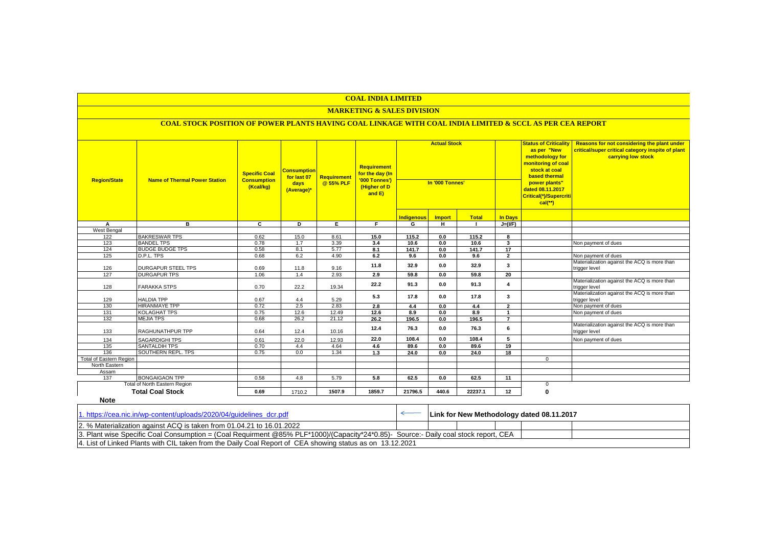# COAL INDIA LIMITED

## MARKETING & SALES DIVISION

### COAL STOCK POSITION OF POWER PLANTS HAVING COAL LINKAGE WITH COAL INDIA LIMITED & SCCL AS PER CEA REPORT

| Region/State | Name of Thermal Power Station | Specific Coal Consumption (Kcal/kg) | Consumption for last 07 days (Average)* | Requirement @ 55% PLF | Requirement for the day (In '000 Tonnes') (Higher of D and E) | Actual Stock In '000 Tonnes' | | | | Status of Criticality as per "New methodology for monitoring of coal stock at coal based thermal power plants" dated 08.11.2017 Critical(*)/Supercritical(**) | Reasons for not considering the plant under critical/super critical category inspite of plant carrying low stock |
|---|---|---|---|---|---|---|---|---|---|---|---|
| | | | | | | Indigenous | Import | Total | In Days | | |
| A | B | C | D | E | F | G | H | I | J=(I/F) | | |
| West Bengal | | | | | | | | | | | |
| 122 | BAKRESWAR TPS | 0.62 | 15.0 | 8.61 | 15.0 | 115.2 | 0.0 | 115.2 | 8 | | |
| 123 | BANDEL TPS | 0.78 | 1.7 | 3.39 | 3.4 | 10.6 | 0.0 | 10.6 | 3 | | Non payment of dues |
| 124 | BUDGE BUDGE TPS | 0.58 | 8.1 | 5.77 | 8.1 | 141.7 | 0.0 | 141.7 | 17 | | |
| 125 | D.P.L. TPS | 0.68 | 6.2 | 4.90 | 6.2 | 9.6 | 0.0 | 9.6 | 2 | | Non payment of dues |
| 126 | DURGAPUR STEEL TPS | 0.69 | 11.8 | 9.16 | 11.8 | 32.9 | 0.0 | 32.9 | 3 | | Materialization against the ACQ is more than trigger level |
| 127 | DURGAPUR TPS | 1.06 | 1.4 | 2.93 | 2.9 | 59.8 | 0.0 | 59.8 | 20 | | |
| 128 | FARAKKA STPS | 0.70 | 22.2 | 19.34 | 22.2 | 91.3 | 0.0 | 91.3 | 4 | | Materialization against the ACQ is more than trigger level |
| 129 | HALDIA TPP | 0.67 | 4.4 | 5.29 | 5.3 | 17.8 | 0.0 | 17.8 | 3 | | Materialization against the ACQ is more than trigger level |
| 130 | HIRANMAYE TPP | 0.72 | 2.5 | 2.83 | 2.8 | 4.4 | 0.0 | 4.4 | 2 | | Non payment of dues |
| 131 | KOLAGHAT TPS | 0.75 | 12.6 | 12.49 | 12.6 | 8.9 | 0.0 | 8.9 | 1 | | Non payment of dues |
| 132 | MEJIA TPS | 0.68 | 26.2 | 21.12 | 26.2 | 196.5 | 0.0 | 196.5 | 7 | | |
| 133 | RAGHUNATHPUR TPP | 0.64 | 12.4 | 10.16 | 12.4 | 76.3 | 0.0 | 76.3 | 6 | | Materialization against the ACQ is more than trigger level |
| 134 | SAGARDIGHI TPS | 0.61 | 22.0 | 12.93 | 22.0 | 108.4 | 0.0 | 108.4 | 5 | | Non payment of dues |
| 135 | SANTALDIH TPS | 0.70 | 4.4 | 4.64 | 4.6 | 89.6 | 0.0 | 89.6 | 19 | | |
| 136 | SOUTHERN REPL. TPS | 0.75 | 0.0 | 1.34 | 1.3 | 24.0 | 0.0 | 24.0 | 18 | | |
| Total of Eastern Region | | | | | | | | | | 0 | |
| North Eastern | | | | | | | | | | | |
| Assam | | | | | | | | | | | |
| 137 | BONGAIGAON TPP | 0.58 | 4.8 | 5.79 | 5.8 | 62.5 | 0.0 | 62.5 | 11 | | |
| Total of North Eastern Region | | | | | | | | | | 0 | |
| Total Coal Stock | | 0.69 | 1710.2 | 1507.9 | 1859.7 | 21796.5 | 440.6 | 22237.1 | 12 | 0 | |

**Note**

1. https://cea.nic.in/wp-content/uploads/2020/04/guidelines_dcr.pdf ⟵ Link for New Methodology dated 08.11.2017
2. % Materialization against ACQ is taken from 01.04.21 to 16.01.2022
3. Plant wise Specific Coal Consumption = (Coal Requirment @85% PLF*1000)/(Capacity*24*0.85)- Source:- Daily coal stock report, CEA
4. List of Linked Plants with CIL taken from the Daily Coal Report of CEA showing status as on 13.12.2021